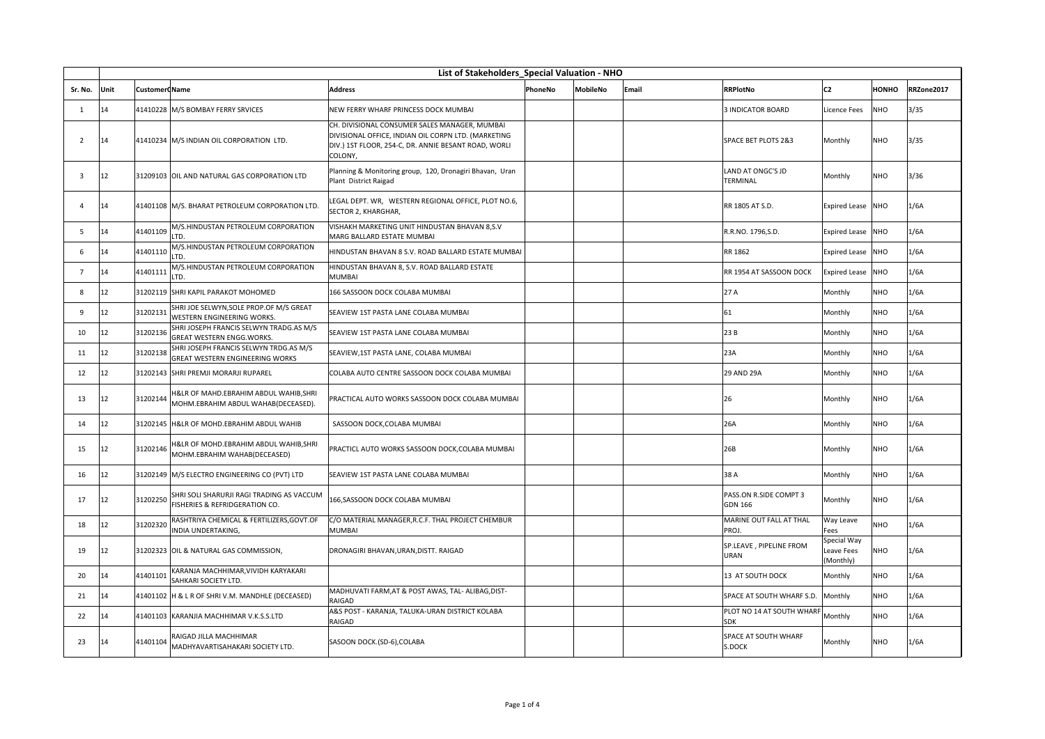| List of Stakeholders_Special Valuation - NHO | | | | | | | | | | | | |
|---|---|---|---|---|---|---|---|---|---|---|---|---|
| Sr. No. | Unit | CustomerC | Name | Address | PhoneNo | MobileNo | Email | RRPlotNo | C2 | HONHO | RRZone2017 |
| 1 | 14 | 41410228 | M/S BOMBAY FERRY SRVICES | NEW FERRY WHARF PRINCESS DOCK MUMBAI | | | | 3 INDICATOR BOARD | Licence Fees | NHO | 3/35 |
| 2 | 14 | 41410234 | M/S INDIAN OIL CORPORATION LTD. | CH. DIVISIONAL CONSUMER SALES MANAGER, MUMBAI DIVISIONAL OFFICE, INDIAN OIL CORPN LTD. (MARKETING DIV.) 1ST FLOOR, 254-C, DR. ANNIE BESANT ROAD, WORLI COLONY, | | | | SPACE BET PLOTS 2&3 | Monthly | NHO | 3/35 |
| 3 | 12 | 31209103 | OIL AND NATURAL GAS CORPORATION LTD | Planning & Monitoring group, 120, Dronagiri Bhavan, Uran Plant District Raigad | | | | LAND AT ONGC'S JD TERMINAL | Monthly | NHO | 3/36 |
| 4 | 14 | 41401108 | M/S. BHARAT PETROLEUM CORPORATION LTD. | LEGAL DEPT. WR, WESTERN REGIONAL OFFICE, PLOT NO.6, SECTOR 2, KHARGHAR, | | | | RR 1805 AT S.D. | Expired Lease | NHO | 1/6A |
| 5 | 14 | 41401109 | M/S.HINDUSTAN PETROLEUM CORPORATION LTD. | VISHAKH MARKETING UNIT HINDUSTAN BHAVAN 8,S.V MARG BALLARD ESTATE MUMBAI | | | | R.R.NO. 1796,S.D. | Expired Lease | NHO | 1/6A |
| 6 | 14 | 41401110 | M/S.HINDUSTAN PETROLEUM CORPORATION LTD. | HINDUSTAN BHAVAN 8 S.V. ROAD BALLARD ESTATE MUMBAI | | | | RR 1862 | Expired Lease | NHO | 1/6A |
| 7 | 14 | 41401111 | M/S.HINDUSTAN PETROLEUM CORPORATION LTD. | HINDUSTAN BHAVAN 8, S.V. ROAD BALLARD ESTATE MUMBAI | | | | RR 1954 AT SASSOON DOCK | Expired Lease | NHO | 1/6A |
| 8 | 12 | 31202119 | SHRI KAPIL PARAKOT MOHOMED | 166 SASSOON DOCK COLABA MUMBAI | | | | 27 A | Monthly | NHO | 1/6A |
| 9 | 12 | 31202131 | SHRI JOE SELWYN,SOLE PROP.OF M/S GREAT WESTERN ENGINEERING WORKS. | SEAVIEW 1ST PASTA LANE COLABA MUMBAI | | | | 61 | Monthly | NHO | 1/6A |
| 10 | 12 | 31202136 | SHRI JOSEPH FRANCIS SELWYN TRADG.AS M/S GREAT WESTERN ENGG.WORKS. | SEAVIEW 1ST PASTA LANE COLABA MUMBAI | | | | 23 B | Monthly | NHO | 1/6A |
| 11 | 12 | 31202138 | SHRI JOSEPH FRANCIS SELWYN TRDG.AS M/S GREAT WESTERN ENGINEERING WORKS | SEAVIEW,1ST PASTA LANE, COLABA MUMBAI | | | | 23A | Monthly | NHO | 1/6A |
| 12 | 12 | 31202143 | SHRI PREMJI MORARJI RUPAREL | COLABA AUTO CENTRE SASSOON DOCK COLABA MUMBAI | | | | 29 AND 29A | Monthly | NHO | 1/6A |
| 13 | 12 | 31202144 | H&LR OF MAHD.EBRAHIM ABDUL WAHIB,SHRI MOHM.EBRAHIM ABDUL WAHAB(DECEASED). | PRACTICAL AUTO WORKS SASSOON DOCK COLABA MUMBAI | | | | 26 | Monthly | NHO | 1/6A |
| 14 | 12 | 31202145 | H&LR OF MOHD.EBRAHIM ABDUL WAHIB | SASSOON DOCK,COLABA MUMBAI | | | | 26A | Monthly | NHO | 1/6A |
| 15 | 12 | 31202146 | H&LR OF MOHD.EBRAHIM ABDUL WAHIB,SHRI MOHM.EBRAHIM WAHAB(DECEASED) | PRACTICL AUTO WORKS SASSOON DOCK,COLABA MUMBAI | | | | 26B | Monthly | NHO | 1/6A |
| 16 | 12 | 31202149 | M/S ELECTRO ENGINEERING CO (PVT) LTD | SEAVIEW 1ST PASTA LANE COLABA MUMBAI | | | | 38 A | Monthly | NHO | 1/6A |
| 17 | 12 | 31202250 | SHRI SOLI SHARURJI RAGI TRADING AS VACCUM FISHERIES & REFRIDGERATION CO. | 166,SASSOON DOCK COLABA MUMBAI | | | | PASS.ON R.SIDE COMPT 3 GDN 166 | Monthly | NHO | 1/6A |
| 18 | 12 | 31202320 | RASHTRIYA CHEMICAL & FERTILIZERS,GOVT.OF INDIA UNDERTAKING, | C/O MATERIAL MANAGER,R.C.F. THAL PROJECT CHEMBUR MUMBAI | | | | MARINE OUT FALL AT THAL PROJ. | Way Leave Fees | NHO | 1/6A |
| 19 | 12 | 31202323 | OIL & NATURAL GAS COMMISSION, | DRONAGIRI BHAVAN,URAN,DISTT. RAIGAD | | | | SP.LEAVE , PIPELINE FROM URAN | Special Way Leave Fees (Monthly) | NHO | 1/6A |
| 20 | 14 | 41401101 | KARANJA MACHHIMAR,VIVIDH KARYAKARI SAHKARI SOCIETY LTD. | | | | | 13 AT SOUTH DOCK | Monthly | NHO | 1/6A |
| 21 | 14 | 41401102 | H & L R OF SHRI V.M. MANDHLE (DECEASED) | MADHUVATI FARM,AT & POST AWAS, TAL- ALIBAG,DIST-RAIGAD | | | | SPACE AT SOUTH WHARF S.D. | Monthly | NHO | 1/6A |
| 22 | 14 | 41401103 | KARANJIA MACHHIMAR V.K.S.S.LTD | A&S POST - KARANJA, TALUKA-URAN DISTRICT KOLABA RAIGAD | | | | PLOT NO 14 AT SOUTH WHARF SDK | Monthly | NHO | 1/6A |
| 23 | 14 | 41401104 | RAIGAD JILLA MACHHIMAR MADHYAVARTISAHAKARI SOCIETY LTD. | SASOON DOCK.(SD-6),COLABA | | | | SPACE AT SOUTH WHARF S.DOCK | Monthly | NHO | 1/6A |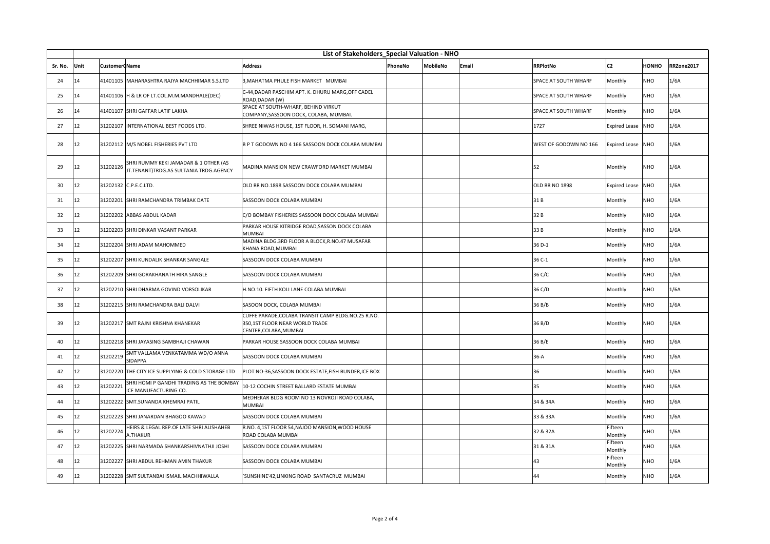| List of Stakeholders_Special Valuation - NHO | | | | | | | | | | | |
|---|---|---|---|---|---|---|---|---|---|---|---|
| Sr. No. | Unit | CustomerC | Name | Address | PhoneNo | MobileNo | Email | RRPlotNo | C2 | HONHO | RRZone2017 |
| 24 | 14 | 41401105 | MAHARASHTRA RAJYA MACHHIMAR S.S.LTD | 3,MAHATMA PHULE FISH MARKET MUMBAI | | | | SPACE AT SOUTH WHARF | Monthly | NHO | 1/6A |
| 25 | 14 | 41401106 | H & LR OF LT.COL.M.M.MANDHALE(DEC) | C-44,DADAR PASCHIM APT. K. DHURU MARG,OFF CADEL ROAD,DADAR (W) | | | | SPACE AT SOUTH WHARF | Monthly | NHO | 1/6A |
| 26 | 14 | 41401107 | SHRI GAFFAR LATIF LAKHA | SPACE AT SOUTH-WHARF, BEHIND VIRKUT COMPANY,SASSOON DOCK, COLABA, MUMBAI. | | | | SPACE AT SOUTH WHARF | Monthly | NHO | 1/6A |
| 27 | 12 | 31202107 | INTERNATIONAL BEST FOODS LTD. | SHREE NIWAS HOUSE, 1ST FLOOR, H. SOMANI MARG, | | | | 1727 | Expired Lease | NHO | 1/6A |
| 28 | 12 | 31202112 | M/S NOBEL FISHERIES PVT LTD | B P T GODOWN NO 4 166 SASSOON DOCK COLABA MUMBAI | | | | WEST OF GODOWN NO 166 | Expired Lease | NHO | 1/6A |
| 29 | 12 | 31202126 | SHRI RUMMY KEKI JAMADAR & 1 OTHER (AS JT.TENANT)TRDG.AS SULTANIA TRDG.AGENCY | MADINA MANSION NEW CRAWFORD MARKET MUMBAI | | | | 52 | Monthly | NHO | 1/6A |
| 30 | 12 | 31202132 | C.P.E.C.LTD. | OLD RR NO.1898 SASSOON DOCK COLABA MUMBAI | | | | OLD RR NO 1898 | Expired Lease | NHO | 1/6A |
| 31 | 12 | 31202201 | SHRI RAMCHANDRA TRIMBAK DATE | SASSOON DOCK COLABA MUMBAI | | | | 31 B | Monthly | NHO | 1/6A |
| 32 | 12 | 31202202 | ABBAS ABDUL KADAR | C/O BOMBAY FISHERIES SASSOON DOCK COLABA MUMBAI | | | | 32 B | Monthly | NHO | 1/6A |
| 33 | 12 | 31202203 | SHRI DINKAR VASANT PARKAR | PARKAR HOUSE KITRIDGE ROAD,SASSON DOCK COLABA MUMBAI | | | | 33 B | Monthly | NHO | 1/6A |
| 34 | 12 | 31202204 | SHRI ADAM MAHOMMED | MADINA BLDG.3RD FLOOR A BLOCK,R.NO.47 MUSAFAR KHANA ROAD,MUMBAI | | | | 36 D-1 | Monthly | NHO | 1/6A |
| 35 | 12 | 31202207 | SHRI KUNDALIK SHANKAR SANGALE | SASSOON DOCK COLABA MUMBAI | | | | 36 C-1 | Monthly | NHO | 1/6A |
| 36 | 12 | 31202209 | SHRI GORAKHANATH HIRA SANGLE | SASSOON DOCK COLABA MUMBAI | | | | 36 C/C | Monthly | NHO | 1/6A |
| 37 | 12 | 31202210 | SHRI DHARMA GOVIND VORSOLIKAR | H.NO.10. FIFTH KOLI LANE COLABA MUMBAI | | | | 36 C/D | Monthly | NHO | 1/6A |
| 38 | 12 | 31202215 | SHRI RAMCHANDRA BALI DALVI | SASOON DOCK, COLABA MUMBAI | | | | 36 B/B | Monthly | NHO | 1/6A |
| 39 | 12 | 31202217 | SMT RAJNI KRISHNA KHANEKAR | CUFFE PARADE,COLABA TRANSIT CAMP BLDG.NO.25 R.NO. 350,1ST FLOOR NEAR WORLD TRADE CENTER,COLABA,MUMBAI | | | | 36 B/D | Monthly | NHO | 1/6A |
| 40 | 12 | 31202218 | SHRI JAYASING SAMBHAJI CHAWAN | PARKAR HOUSE SASSOON DOCK COLABA MUMBAI | | | | 36 B/E | Monthly | NHO | 1/6A |
| 41 | 12 | 31202219 | SMT VALLAMA VENKATAMMA WD/O ANNA SIDAPPA | SASSOON DOCK COLABA MUMBAI | | | | 36-A | Monthly | NHO | 1/6A |
| 42 | 12 | 31202220 | THE CITY ICE SUPPLYING & COLD STORAGE LTD | PLOT NO-36,SASSOON DOCK ESTATE,FISH BUNDER,ICE BOX | | | | 36 | Monthly | NHO | 1/6A |
| 43 | 12 | 31202221 | SHRI HOMI P GANDHI TRADING AS THE BOMBAY ICE MANUFACTURING CO. | 10-12 COCHIN STREET BALLARD ESTATE MUMBAI | | | | 35 | Monthly | NHO | 1/6A |
| 44 | 12 | 31202222 | SMT.SUNANDA KHEMRAJ PATIL | MEDHEKAR BLDG ROOM NO 13 NOVROJI ROAD COLABA, MUMBAI | | | | 34 & 34A | Monthly | NHO | 1/6A |
| 45 | 12 | 31202223 | SHRI JANARDAN BHAGOO KAWAD | SASSOON DOCK COLABA MUMBAI | | | | 33 & 33A | Monthly | NHO | 1/6A |
| 46 | 12 | 31202224 | HEIRS & LEGAL REP.OF LATE SHRI ALISHAHEB A.THAKUR | R.NO. 4,1ST FLOOR 54,NAJOO MANSION,WOOD HOUSE ROAD COLABA MUMBAI | | | | 32 & 32A | Fifteen Monthly | NHO | 1/6A |
| 47 | 12 | 31202225 | SHRI NARMADA SHANKARSHIVNATHJI JOSHI | SASSOON DOCK COLABA MUMBAI | | | | 31 & 31A | Fifteen Monthly | NHO | 1/6A |
| 48 | 12 | 31202227 | SHRI ABDUL REHMAN AMIN THAKUR | SASSOON DOCK COLABA MUMBAI | | | | 43 | Fifteen Monthly | NHO | 1/6A |
| 49 | 12 | 31202228 | SMT SULTANBAI ISMAIL MACHHIWALLA | `SUNSHINE'42,LINKING ROAD SANTACRUZ MUMBAI | | | | 44 | Monthly | NHO | 1/6A |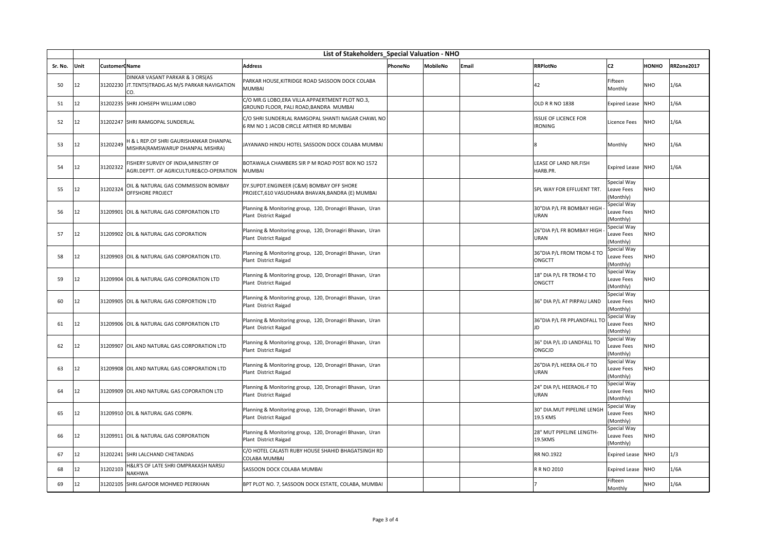| | List of Stakeholders_Special Valuation - NHO | | | | | | | | | | |
|---|---|---|---|---|---|---|---|---|---|---|---|
| Sr. No. | Unit | CustomerC | Name | Address | PhoneNo | MobileNo | Email | RRPlotNo | C2 | HONHO | RRZone2017 |
| 50 | 12 | 31202230 | DINKAR VASANT PARKAR & 3 ORS(AS JT.TENTS)TRADG.AS M/S PARKAR NAVIGATION CO. | PARKAR HOUSE,KITRIDGE ROAD SASSOON DOCK COLABA MUMBAI | | | | 42 | Fifteen Monthly | NHO | 1/6A |
| 51 | 12 | 31202235 | SHRI JOHSEPH WILLIAM LOBO | C/O MR.G LOBO,ERA VILLA APPAERTMENT PLOT NO.3, GROUND FLOOR, PALI ROAD,BANDRA MUMBAI | | | | OLD R R NO 1838 | Expired Lease | NHO | 1/6A |
| 52 | 12 | 31202247 | SHRI RAMGOPAL SUNDERLAL | C/O SHRI SUNDERLAL RAMGOPAL SHANTI NAGAR CHAWL NO 6 RM NO 1 JACOB CIRCLE ARTHER RD MUMBAI | | | | ISSUE OF LICENCE FOR IRONING | Licence Fees | NHO | 1/6A |
| 53 | 12 | 31202249 | H & L REP.OF SHRI GAURISHANKAR DHANPAL MISHRA(RAMSWARUP DHANPAL MISHRA) | JAYANAND HINDU HOTEL SASSOON DOCK COLABA MUMBAI | | | | 8 | Monthly | NHO | 1/6A |
| 54 | 12 | 31202322 | FISHERY SURVEY OF INDIA,MINISTRY OF AGRI.DEPTT. OF AGRICULTURE&CO-OPERATION | BOTAWALA CHAMBERS SIR P M ROAD POST BOX NO 1572 MUMBAI | | | | LEASE OF LAND NR.FISH HARB.PR. | Expired Lease | NHO | 1/6A |
| 55 | 12 | 31202324 | OIL & NATURAL GAS COMMISSION BOMBAY OFFSHORE PROJECT | DY.SUPDT.ENGINEER (C&M) BOMBAY OFF SHORE PROJECT,610 VASUDHARA BHAVAN,BANDRA (E) MUMBAI | | | | SPL WAY FOR EFFLUENT TRT. | Special Way Leave Fees (Monthly) | NHO | |
| 56 | 12 | 31209901 | OIL & NATURAL GAS CORPORATION LTD | Planning & Monitoring group, 120, Dronagiri Bhavan, Uran Plant District Raigad | | | | 30"DIA P/L FR BOMBAY HIGH - URAN | Special Way Leave Fees (Monthly) | NHO | |
| 57 | 12 | 31209902 | OIL & NATURAL GAS COPORATION | Planning & Monitoring group, 120, Dronagiri Bhavan, Uran Plant District Raigad | | | | 26"DIA P/L FR BOMBAY HIGH - URAN | Special Way Leave Fees (Monthly) | NHO | |
| 58 | 12 | 31209903 | OIL & NATURAL GAS CORPORATION LTD. | Planning & Monitoring group, 120, Dronagiri Bhavan, Uran Plant District Raigad | | | | 36"DIA P/L FROM TROM-E TO ONGCTT | Special Way Leave Fees (Monthly) | NHO | |
| 59 | 12 | 31209904 | OIL & NATURAL GAS COPRORATION LTD | Planning & Monitoring group, 120, Dronagiri Bhavan, Uran Plant District Raigad | | | | 18" DIA P/L FR TROM-E TO ONGCTT | Special Way Leave Fees (Monthly) | NHO | |
| 60 | 12 | 31209905 | OIL & NATURAL GAS CORPORTION LTD | Planning & Monitoring group, 120, Dronagiri Bhavan, Uran Plant District Raigad | | | | 36" DIA P/L AT PIRPAU LAND | Special Way Leave Fees (Monthly) | NHO | |
| 61 | 12 | 31209906 | OIL & NATURAL GAS CORPORATION LTD | Planning & Monitoring group, 120, Dronagiri Bhavan, Uran Plant District Raigad | | | | 36"DIA P/L FR PPLANDFALL TO JD | Special Way Leave Fees (Monthly) | NHO | |
| 62 | 12 | 31209907 | OIL AND NATURAL GAS CORPORATION LTD | Planning & Monitoring group, 120, Dronagiri Bhavan, Uran Plant District Raigad | | | | 36" DIA P/L JD LANDFALL TO ONGCJD | Special Way Leave Fees (Monthly) | NHO | |
| 63 | 12 | 31209908 | OIL AND NATURAL GAS CORPORATION LTD | Planning & Monitoring group, 120, Dronagiri Bhavan, Uran Plant District Raigad | | | | 26"DIA P/L HEERA OIL-F TO URAN | Special Way Leave Fees (Monthly) | NHO | |
| 64 | 12 | 31209909 | OIL AND NATURAL GAS COPORATION LTD | Planning & Monitoring group, 120, Dronagiri Bhavan, Uran Plant District Raigad | | | | 24" DIA P/L HEERAOIL-F TO URAN | Special Way Leave Fees (Monthly) | NHO | |
| 65 | 12 | 31209910 | OIL & NATURAL GAS CORPN. | Planning & Monitoring group, 120, Dronagiri Bhavan, Uran Plant District Raigad | | | | 30" DIA.MUT PIPELINE LENGH 19.5 KMS | Special Way Leave Fees (Monthly) | NHO | |
| 66 | 12 | 31209911 | OIL & NATURAL GAS CORPORATION | Planning & Monitoring group, 120, Dronagiri Bhavan, Uran Plant District Raigad | | | | 28" MUT PIPELINE LENGTH-19.5KMS | Special Way Leave Fees (Monthly) | NHO | |
| 67 | 12 | 31202241 | SHRI LALCHAND CHETANDAS | C/O HOTEL CALASTI RUBY HOUSE SHAHID BHAGATSINGH RD COLABA MUMBAI | | | | RR NO.1922 | Expired Lease | NHO | 1/3 |
| 68 | 12 | 31202103 | H&LR'S OF LATE SHRI OMPRAKASH NARSU NAKHWA | SASSOON DOCK COLABA MUMBAI | | | | R R NO 2010 | Expired Lease | NHO | 1/6A |
| 69 | 12 | 31202105 | SHRI.GAFOOR MOHMED PEERKHAN | BPT PLOT NO. 7, SASSOON DOCK ESTATE, COLABA, MUMBAI | | | | 7 | Fifteen Monthly | NHO | 1/6A |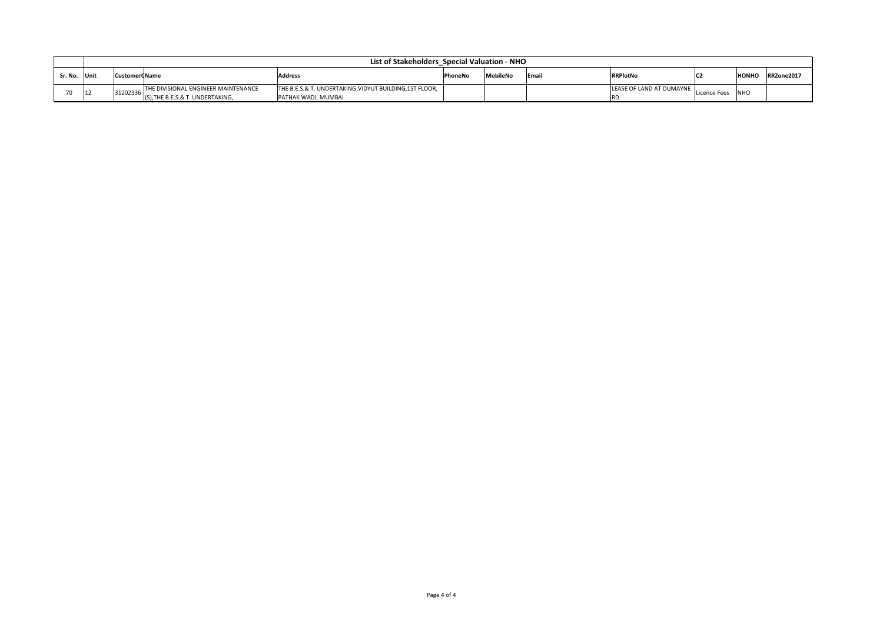| | List of Stakeholders_Special Valuation - NHO | | | | | | | | | | |
|---|---|---|---|---|---|---|---|---|---|---|---|
| Sr. No. | Unit | CustomerC | Name | Address | PhoneNo | MobileNo | Email | RRPlotNo | C2 | HONHO | RRZone2017 |
| 70 | 12 | 31202336 | THE DIVISIONAL ENGINEER MAINTENANCE (S),THE B.E.S.& T. UNDERTAKING, | THE B.E.S.& T. UNDERTAKING,VIDYUT BUILDING,1ST FLOOR, PATHAK WADI, MUMBAI | | | | LEASE OF LAND AT DUMAYNE RD. | Licence Fees | NHO | |